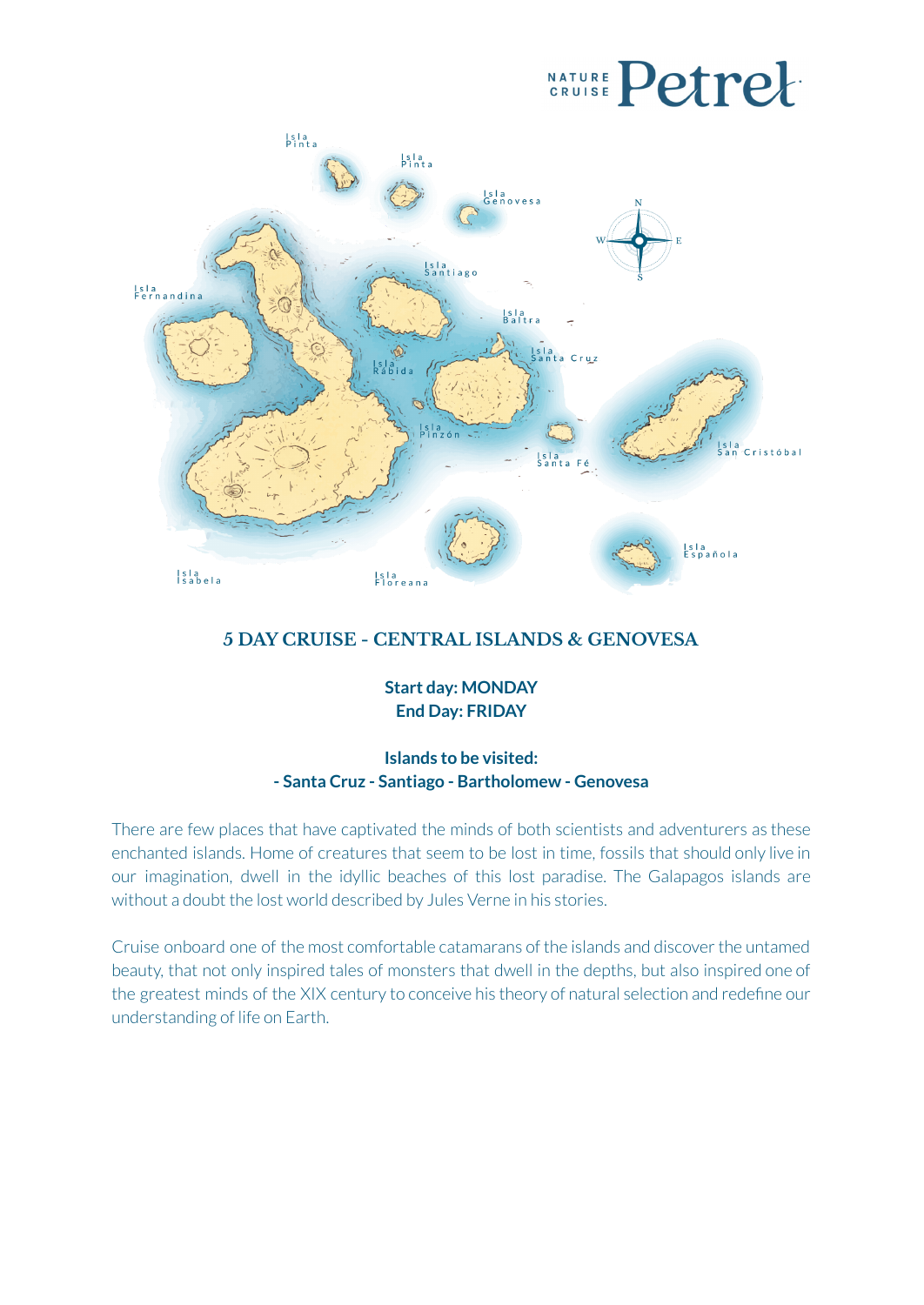# 5 DAY CRUISE - CENTRAL ISLANDS & GENOVESA

**Start day: MONDAY**
**End Day: FRIDAY**

**Islands to be visited:**
**- Santa Cruz - Santiago - Bartholomew - Genovesa**

There are few places that have captivated the minds of both scientists and adventurers as these enchanted islands. Home of creatures that seem to be lost in time, fossils that should only live in our imagination, dwell in the idyllic beaches of this lost paradise. The Galapagos islands are without a doubt the lost world described by Jules Verne in his stories.

Cruise onboard one of the most comfortable catamarans of the islands and discover the untamed beauty, that not only inspired tales of monsters that dwell in the depths, but also inspired one of the greatest minds of the XIX century to conceive his theory of natural selection and redefine our understanding of life on Earth.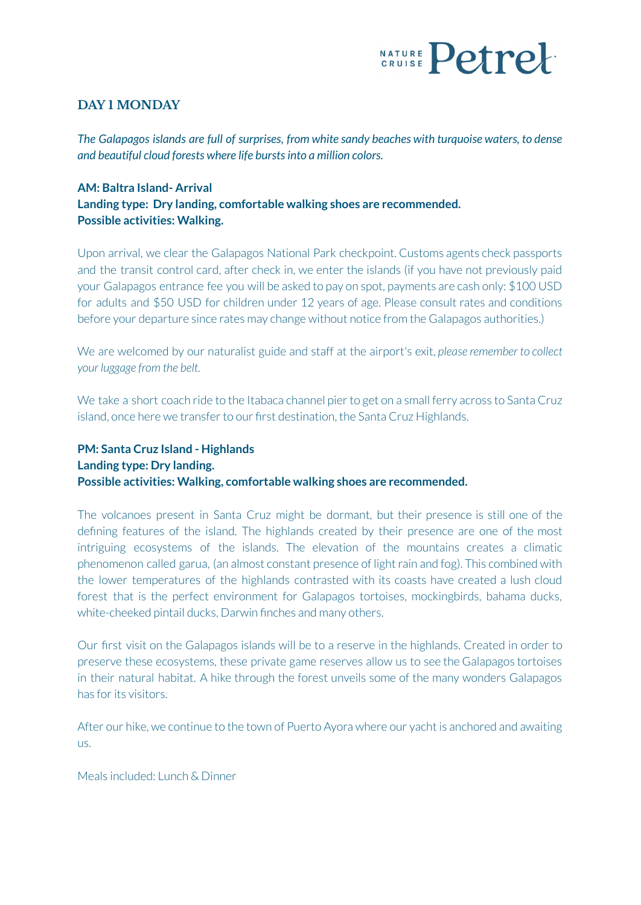## DAY 1 MONDAY

*The Galapagos islands are full of surprises, from white sandy beaches with turquoise waters, to dense and beautiful cloud forests where life bursts into a million colors.*

**AM: Baltra Island- Arrival**
**Landing type: Dry landing, comfortable walking shoes are recommended.**
**Possible activities: Walking.**

Upon arrival, we clear the Galapagos National Park checkpoint. Customs agents check passports and the transit control card, after check in, we enter the islands (if you have not previously paid your Galapagos entrance fee you will be asked to pay on spot, payments are cash only: $100 USD for adults and $50 USD for children under 12 years of age. Please consult rates and conditions before your departure since rates may change without notice from the Galapagos authorities.)

We are welcomed by our naturalist guide and staff at the airport's exit, *please remember to collect your luggage from the belt.*

We take a short coach ride to the Itabaca channel pier to get on a small ferry across to Santa Cruz island, once here we transfer to our first destination, the Santa Cruz Highlands.

**PM: Santa Cruz Island - Highlands**
**Landing type: Dry landing.**
**Possible activities: Walking, comfortable walking shoes are recommended.**

The volcanoes present in Santa Cruz might be dormant, but their presence is still one of the defining features of the island. The highlands created by their presence are one of the most intriguing ecosystems of the islands. The elevation of the mountains creates a climatic phenomenon called garua, (an almost constant presence of light rain and fog). This combined with the lower temperatures of the highlands contrasted with its coasts have created a lush cloud forest that is the perfect environment for Galapagos tortoises, mockingbirds, bahama ducks, white-cheeked pintail ducks, Darwin finches and many others.

Our first visit on the Galapagos islands will be to a reserve in the highlands. Created in order to preserve these ecosystems, these private game reserves allow us to see the Galapagos tortoises in their natural habitat. A hike through the forest unveils some of the many wonders Galapagos has for its visitors.

After our hike, we continue to the town of Puerto Ayora where our yacht is anchored and awaiting us.

Meals included: Lunch & Dinner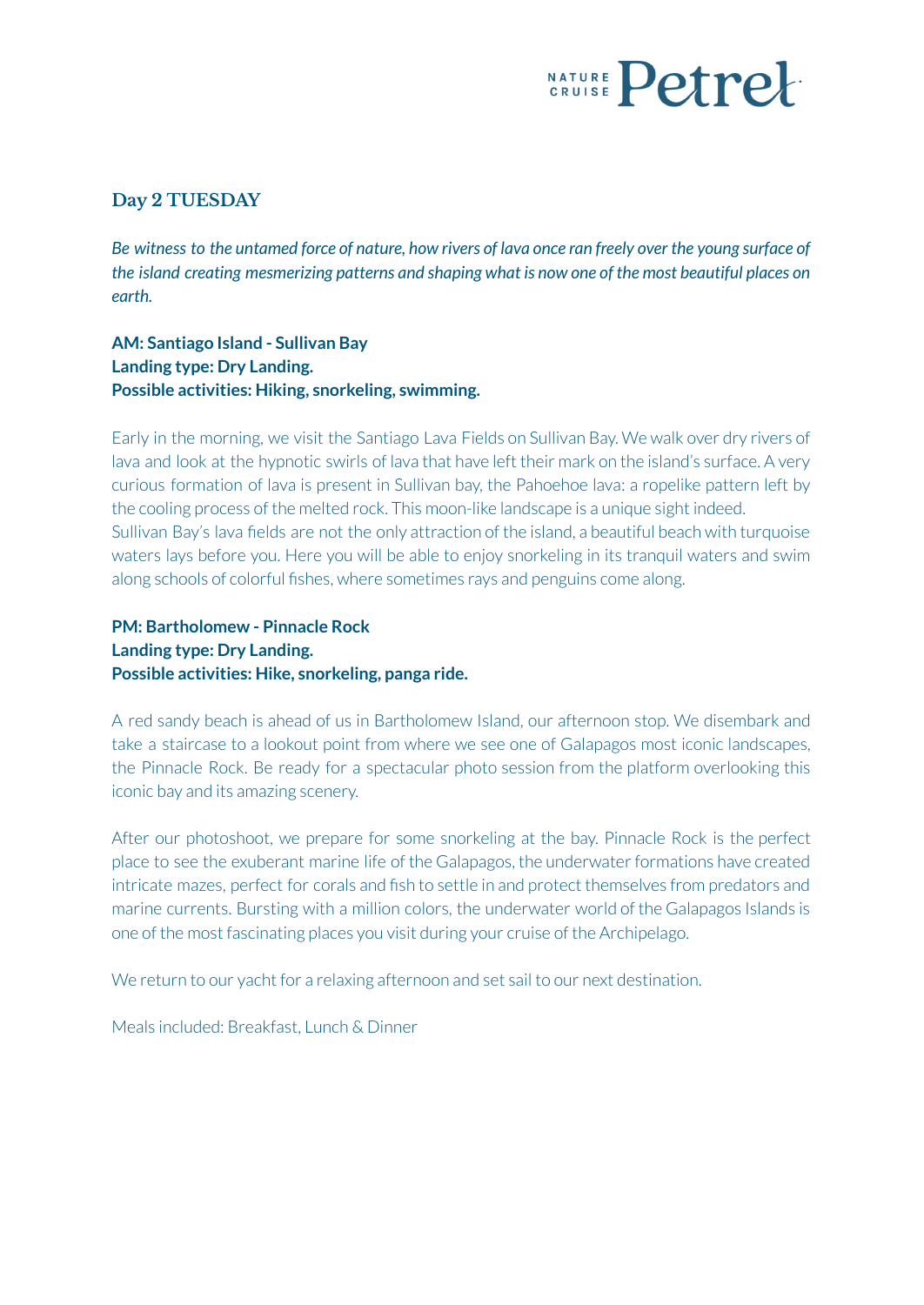## Day 2 TUESDAY

*Be witness to the untamed force of nature, how rivers of lava once ran freely over the young surface of the island creating mesmerizing patterns and shaping what is now one of the most beautiful places on earth.*

**AM: Santiago Island - Sullivan Bay**
**Landing type: Dry Landing.**
**Possible activities: Hiking, snorkeling, swimming.**

Early in the morning, we visit the Santiago Lava Fields on Sullivan Bay. We walk over dry rivers of lava and look at the hypnotic swirls of lava that have left their mark on the island's surface. A very curious formation of lava is present in Sullivan bay, the Pahoehoe lava: a ropelike pattern left by the cooling process of the melted rock. This moon-like landscape is a unique sight indeed.
Sullivan Bay's lava fields are not the only attraction of the island, a beautiful beach with turquoise waters lays before you. Here you will be able to enjoy snorkeling in its tranquil waters and swim along schools of colorful fishes, where sometimes rays and penguins come along.

**PM: Bartholomew - Pinnacle Rock**
**Landing type: Dry Landing.**
**Possible activities: Hike, snorkeling, panga ride.**

A red sandy beach is ahead of us in Bartholomew Island, our afternoon stop. We disembark and take a staircase to a lookout point from where we see one of Galapagos most iconic landscapes, the Pinnacle Rock. Be ready for a spectacular photo session from the platform overlooking this iconic bay and its amazing scenery.

After our photoshoot, we prepare for some snorkeling at the bay. Pinnacle Rock is the perfect place to see the exuberant marine life of the Galapagos, the underwater formations have created intricate mazes, perfect for corals and fish to settle in and protect themselves from predators and marine currents. Bursting with a million colors, the underwater world of the Galapagos Islands is one of the most fascinating places you visit during your cruise of the Archipelago.

We return to our yacht for a relaxing afternoon and set sail to our next destination.

Meals included: Breakfast, Lunch & Dinner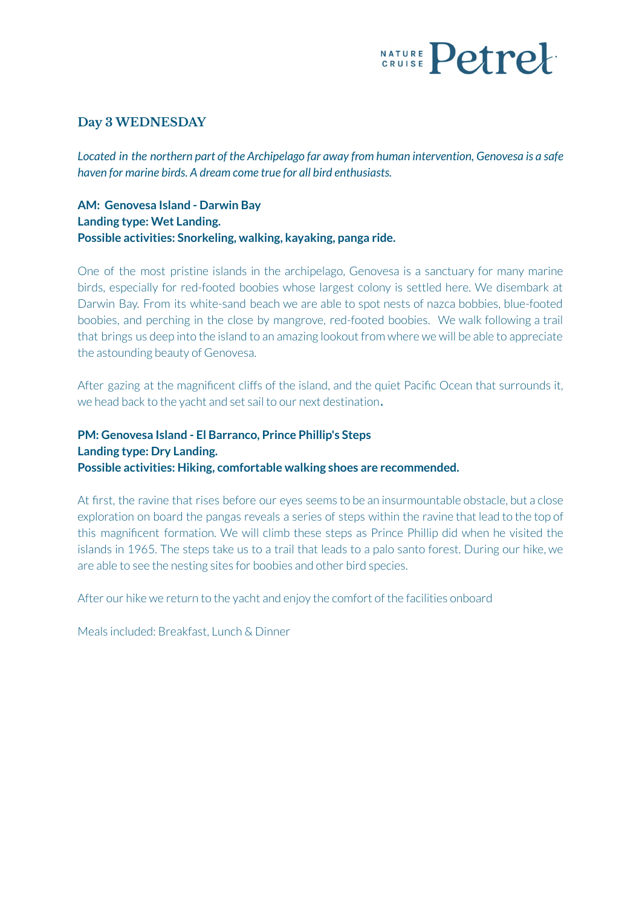## Day 3 WEDNESDAY

*Located in the northern part of the Archipelago far away from human intervention, Genovesa is a safe haven for marine birds. A dream come true for all bird enthusiasts.*

**AM: Genovesa Island - Darwin Bay**
**Landing type: Wet Landing.**
**Possible activities: Snorkeling, walking, kayaking, panga ride.**

One of the most pristine islands in the archipelago, Genovesa is a sanctuary for many marine birds, especially for red-footed boobies whose largest colony is settled here. We disembark at Darwin Bay. From its white-sand beach we are able to spot nests of nazca bobbies, blue-footed boobies, and perching in the close by mangrove, red-footed boobies. We walk following a trail that brings us deep into the island to an amazing lookout from where we will be able to appreciate the astounding beauty of Genovesa.

After gazing at the magnificent cliffs of the island, and the quiet Pacific Ocean that surrounds it, we head back to the yacht and set sail to our next destination.

**PM: Genovesa Island - El Barranco, Prince Phillip's Steps**
**Landing type: Dry Landing.**
**Possible activities: Hiking, comfortable walking shoes are recommended.**

At first, the ravine that rises before our eyes seems to be an insurmountable obstacle, but a close exploration on board the pangas reveals a series of steps within the ravine that lead to the top of this magnificent formation. We will climb these steps as Prince Phillip did when he visited the islands in 1965. The steps take us to a trail that leads to a palo santo forest. During our hike, we are able to see the nesting sites for boobies and other bird species.

After our hike we return to the yacht and enjoy the comfort of the facilities onboard

Meals included: Breakfast, Lunch & Dinner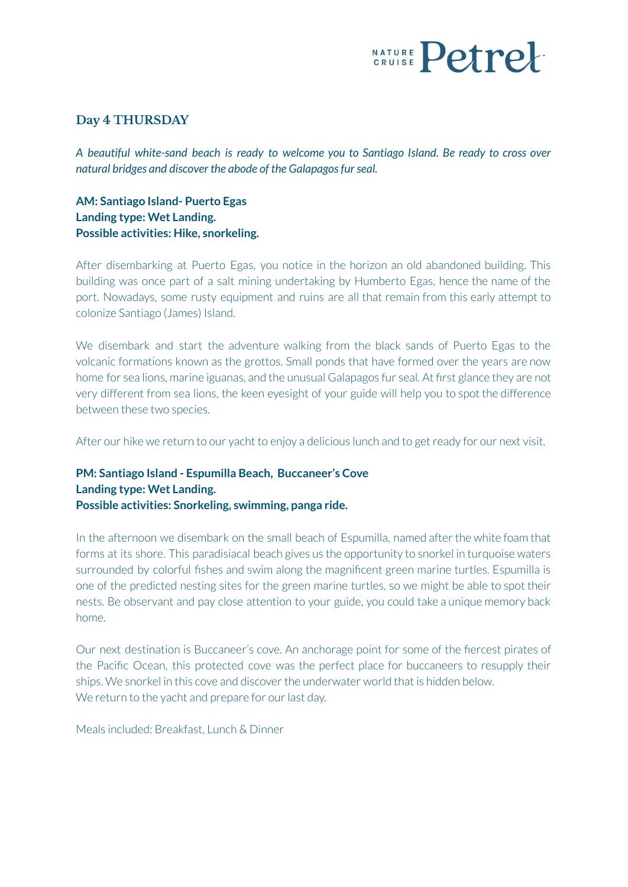## Day 4 THURSDAY

*A beautiful white-sand beach is ready to welcome you to Santiago Island. Be ready to cross over natural bridges and discover the abode of the Galapagos fur seal.*

**AM: Santiago Island- Puerto Egas**
**Landing type: Wet Landing.**
**Possible activities: Hike, snorkeling.**

After disembarking at Puerto Egas, you notice in the horizon an old abandoned building. This building was once part of a salt mining undertaking by Humberto Egas, hence the name of the port. Nowadays, some rusty equipment and ruins are all that remain from this early attempt to colonize Santiago (James) Island.

We disembark and start the adventure walking from the black sands of Puerto Egas to the volcanic formations known as the grottos. Small ponds that have formed over the years are now home for sea lions, marine iguanas, and the unusual Galapagos fur seal. At first glance they are not very different from sea lions, the keen eyesight of your guide will help you to spot the difference between these two species.

After our hike we return to our yacht to enjoy a delicious lunch and to get ready for our next visit.

**PM: Santiago Island - Espumilla Beach, Buccaneer's Cove**
**Landing type: Wet Landing.**
**Possible activities: Snorkeling, swimming, panga ride.**

In the afternoon we disembark on the small beach of Espumilla, named after the white foam that forms at its shore. This paradisiacal beach gives us the opportunity to snorkel in turquoise waters surrounded by colorful fishes and swim along the magnificent green marine turtles. Espumilla is one of the predicted nesting sites for the green marine turtles, so we might be able to spot their nests. Be observant and pay close attention to your guide, you could take a unique memory back home.

Our next destination is Buccaneer's cove. An anchorage point for some of the fiercest pirates of the Pacific Ocean, this protected cove was the perfect place for buccaneers to resupply their ships. We snorkel in this cove and discover the underwater world that is hidden below.
We return to the yacht and prepare for our last day.

Meals included: Breakfast, Lunch & Dinner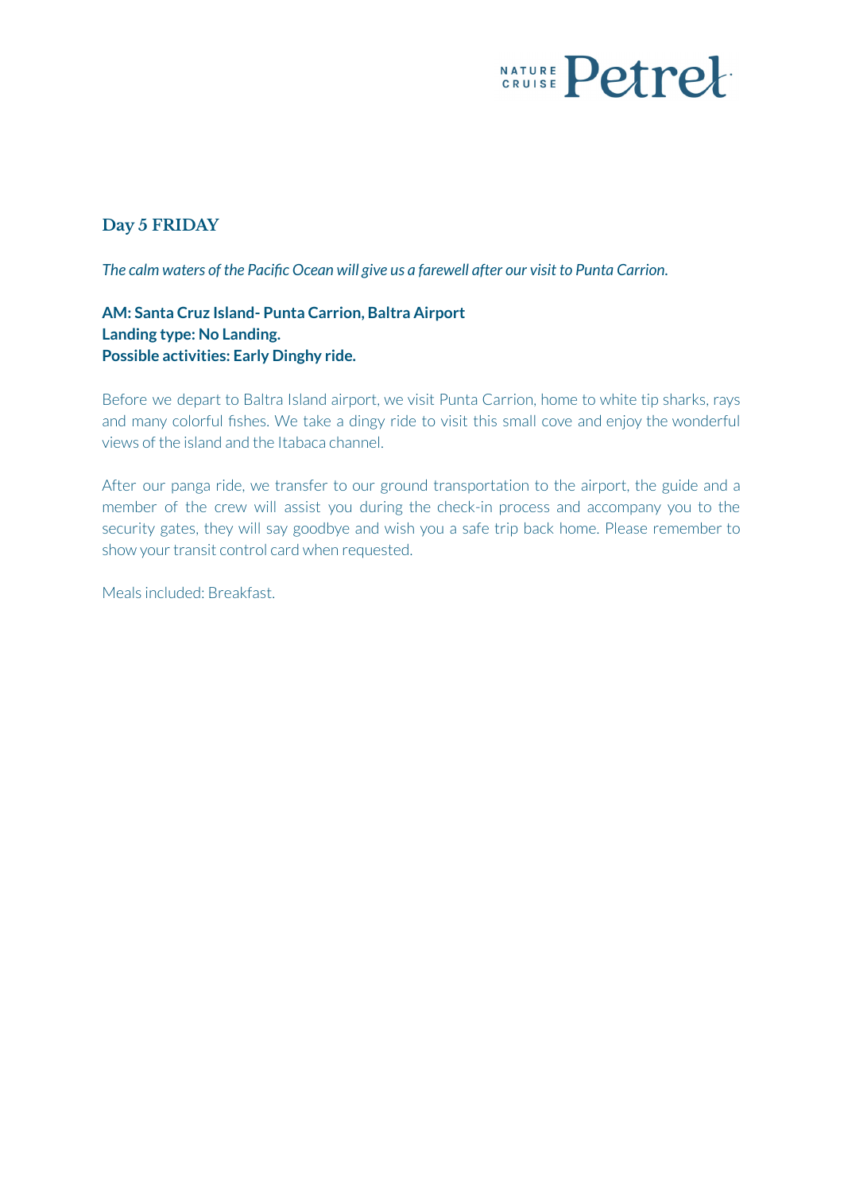## Day 5 FRIDAY

*The calm waters of the Pacific Ocean will give us a farewell after our visit to Punta Carrion.*

**AM: Santa Cruz Island- Punta Carrion, Baltra Airport**
**Landing type: No Landing.**
**Possible activities: Early Dinghy ride.**

Before we depart to Baltra Island airport, we visit Punta Carrion, home to white tip sharks, rays and many colorful fishes. We take a dingy ride to visit this small cove and enjoy the wonderful views of the island and the Itabaca channel.

After our panga ride, we transfer to our ground transportation to the airport, the guide and a member of the crew will assist you during the check-in process and accompany you to the security gates, they will say goodbye and wish you a safe trip back home. Please remember to show your transit control card when requested.

Meals included: Breakfast.